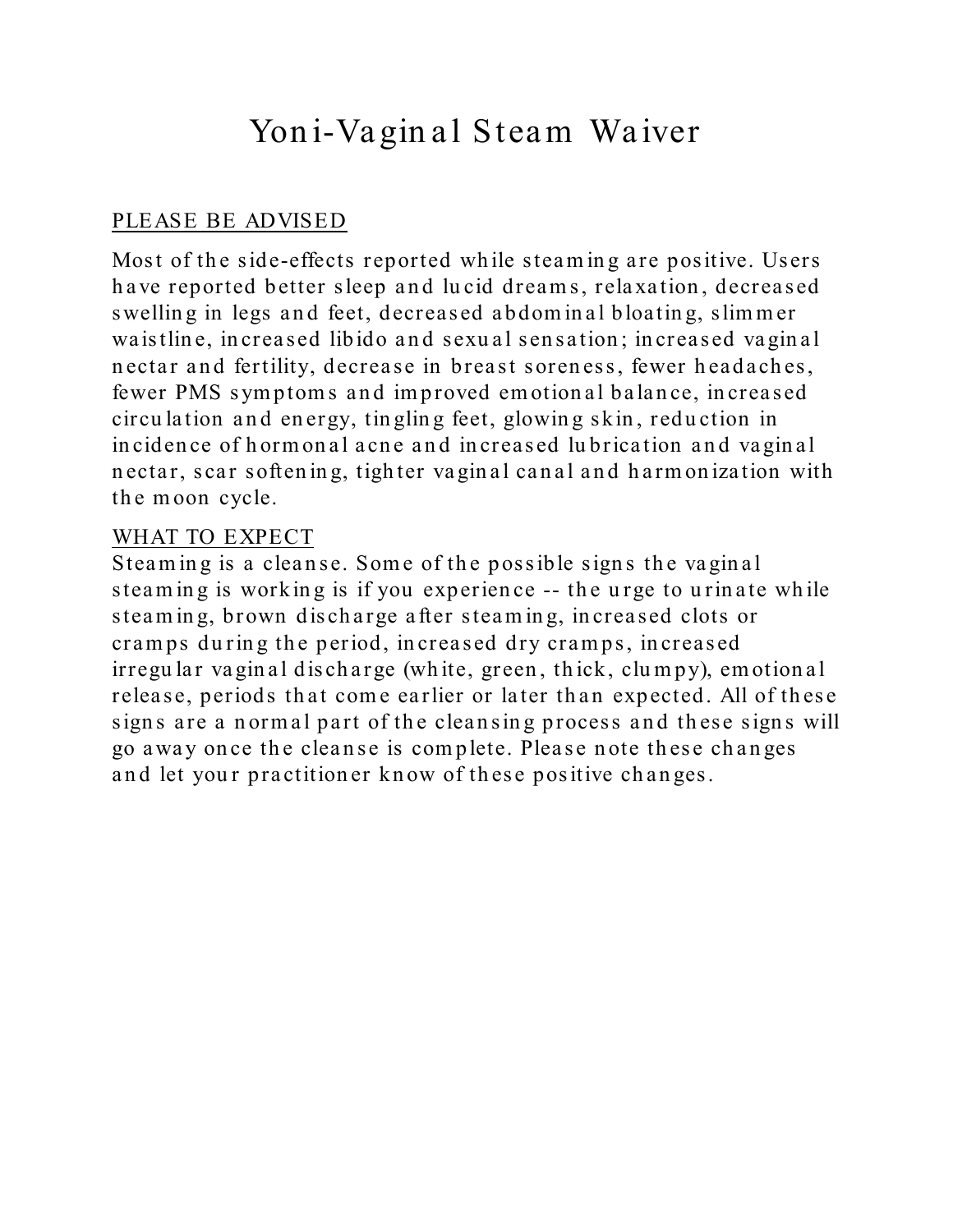# Yoni-Vaginal Steam Waiver

<u>PLEASE BE ADVISED</u>

Most of the side-effects reported while steaming are positive. Users have reported better sleep and lucid dreams, relaxation, decreased swelling in legs and feet, decreased abdominal bloating, slimmer waistline, increased libido and sexual sensation; increased vaginal nectar and fertility, decrease in breast soreness, fewer headaches, fewer PMS symptoms and improved emotional balance, increased circulation and energy, tingling feet, glowing skin, reduction in incidence of hormonal acne and increased lubrication and vaginal nectar, scar softening, tighter vaginal canal and harmonization with the moon cycle.

<u>WHAT TO EXPECT</u>

Steaming is a cleanse. Some of the possible signs the vaginal steaming is working is if you experience -- the urge to urinate while steaming, brown discharge after steaming, increased clots or cramps during the period, increased dry cramps, increased irregular vaginal discharge (white, green, thick, clumpy), emotional release, periods that come earlier or later than expected. All of these signs are a normal part of the cleansing process and these signs will go away once the cleanse is complete. Please note these changes and let your practitioner know of these positive changes.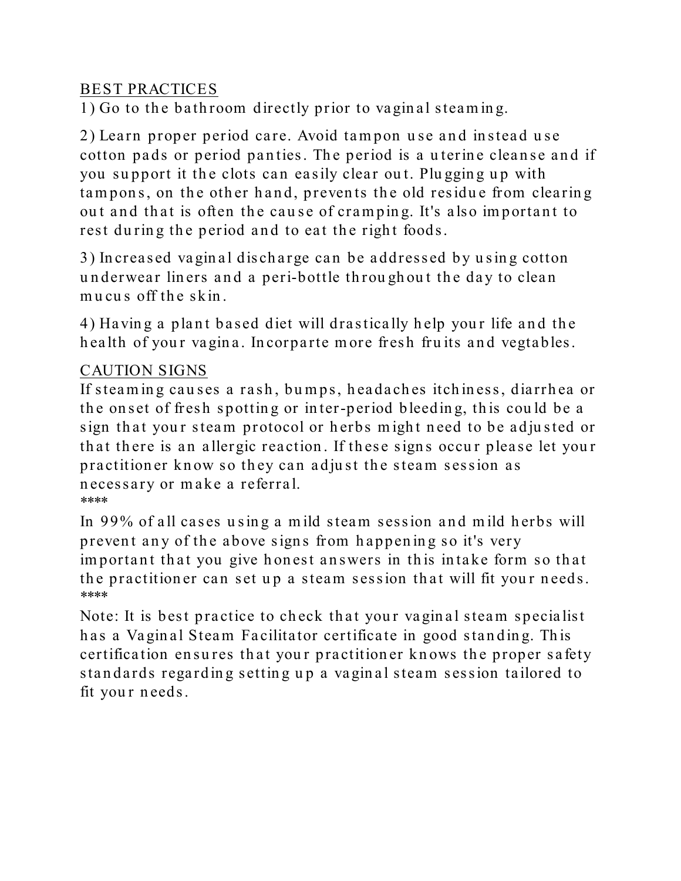<u>BEST PRACTICES</u>

1) Go to the bathroom directly prior to vaginal steaming.

2) Learn proper period care. Avoid tampon use and instead use cotton pads or period panties. The period is a uterine cleanse and if you support it the clots can easily clear out. Plugging up with tampons, on the other hand, prevents the old residue from clearing out and that is often the cause of cramping. It's also important to rest during the period and to eat the right foods.

3) Increased vaginal discharge can be addressed by using cotton underwear liners and a peri-bottle throughout the day to clean mucus off the skin.

4) Having a plant based diet will drastically help your life and the health of your vagina. Incorparte more fresh fruits and vegtables.

<u>CAUTION SIGNS</u>

If steaming causes a rash, bumps, headaches itchiness, diarrhea or the onset of fresh spotting or inter-period bleeding, this could be a sign that your steam protocol or herbs might need to be adjusted or that there is an allergic reaction. If these signs occur please let your practitioner know so they can adjust the steam session as necessary or make a referral.

****

In 99% of all cases using a mild steam session and mild herbs will prevent any of the above signs from happening so it's very important that you give honest answers in this intake form so that the practitioner can set up a steam session that will fit your needs.

****

Note: It is best practice to check that your vaginal steam specialist has a Vaginal Steam Facilitator certificate in good standing. This certification ensures that your practitioner knows the proper safety standards regarding setting up a vaginal steam session tailored to fit your needs.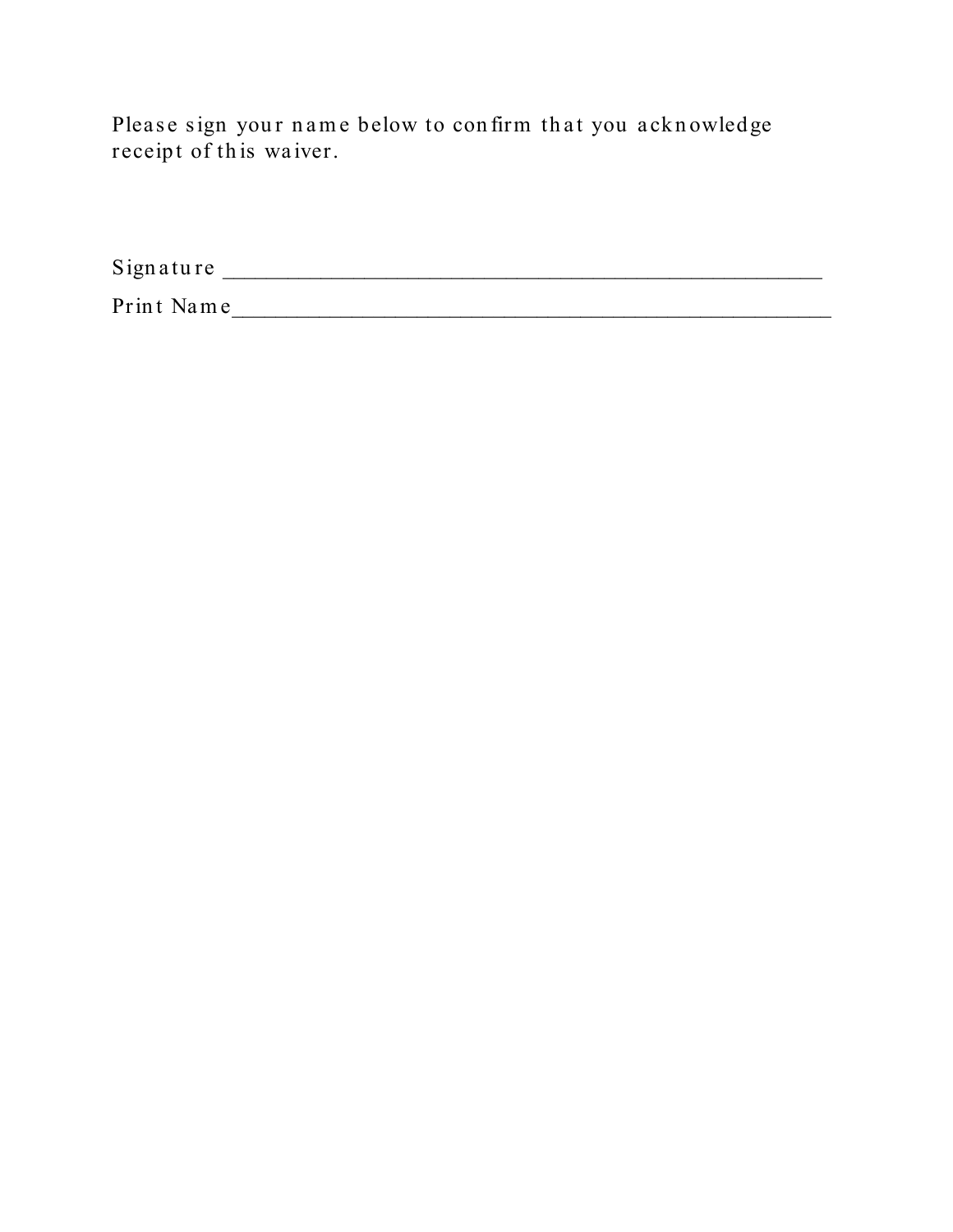Please sign your name below to confirm that you acknowledge receipt of this waiver.

Signature ____________________________________________________

Print Name____________________________________________________